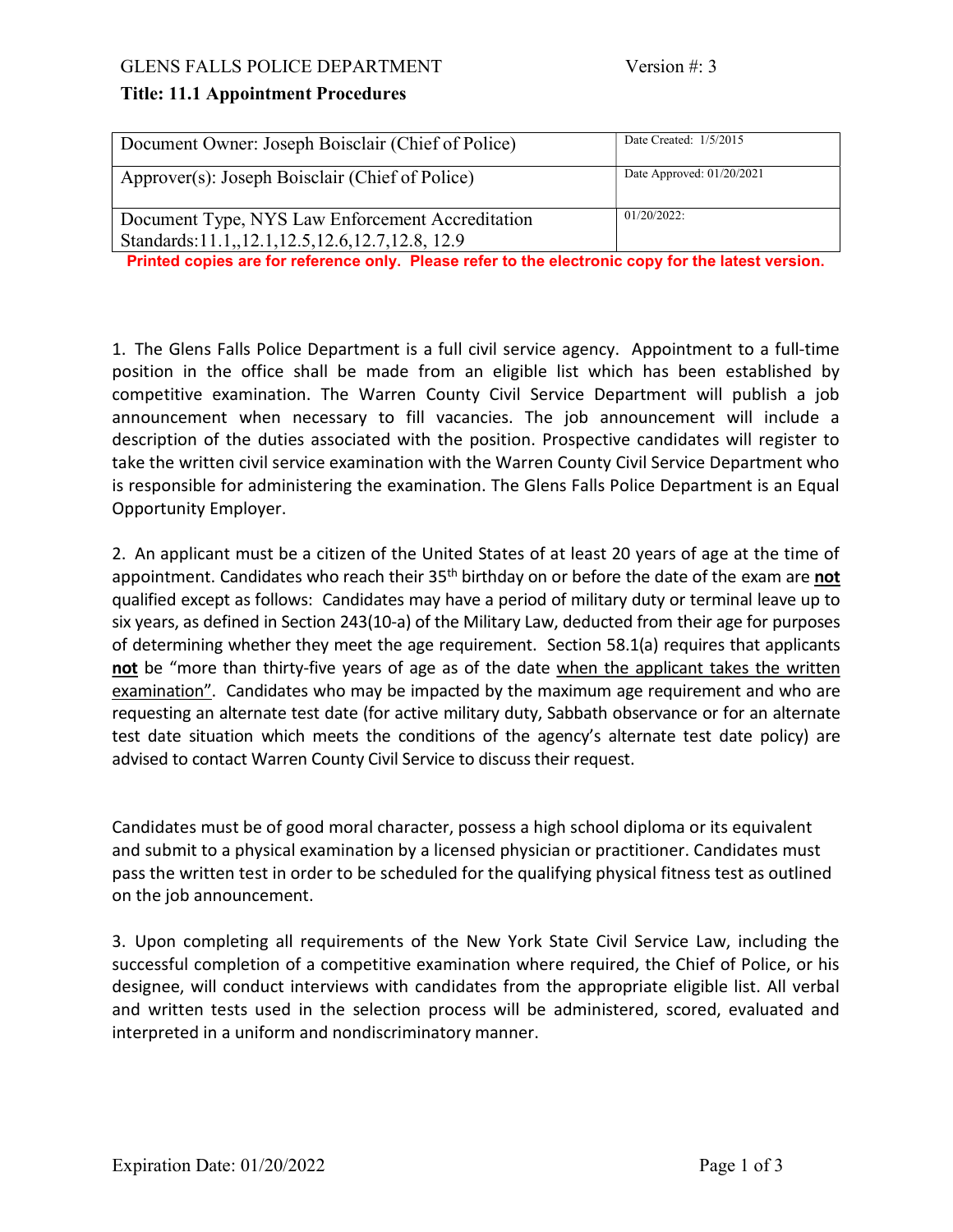GLENS FALLS POLICE DEPARTMENT Version #: 3

**Title: 11.1 Appointment Procedures**

| Document Owner: Joseph Boisclair (Chief of Police) | Date Created: 1/5/2015 |
|---|---|
| Approver(s): Joseph Boisclair (Chief of Police) | Date Approved: 01/20/2021 |
| Document Type, NYS Law Enforcement Accreditation Standards:11.1,,12.1,12.5,12.6,12.7,12.8, 12.9 | 01/20/2022: |

**Printed copies are for reference only. Please refer to the electronic copy for the latest version.**

1. The Glens Falls Police Department is a full civil service agency. Appointment to a full-time position in the office shall be made from an eligible list which has been established by competitive examination. The Warren County Civil Service Department will publish a job announcement when necessary to fill vacancies. The job announcement will include a description of the duties associated with the position. Prospective candidates will register to take the written civil service examination with the Warren County Civil Service Department who is responsible for administering the examination. The Glens Falls Police Department is an Equal Opportunity Employer.

2. An applicant must be a citizen of the United States of at least 20 years of age at the time of appointment. Candidates who reach their 35th birthday on or before the date of the exam are **not** qualified except as follows: Candidates may have a period of military duty or terminal leave up to six years, as defined in Section 243(10-a) of the Military Law, deducted from their age for purposes of determining whether they meet the age requirement. Section 58.1(a) requires that applicants **not** be "more than thirty-five years of age as of the date when the applicant takes the written examination". Candidates who may be impacted by the maximum age requirement and who are requesting an alternate test date (for active military duty, Sabbath observance or for an alternate test date situation which meets the conditions of the agency's alternate test date policy) are advised to contact Warren County Civil Service to discuss their request.

Candidates must be of good moral character, possess a high school diploma or its equivalent and submit to a physical examination by a licensed physician or practitioner. Candidates must pass the written test in order to be scheduled for the qualifying physical fitness test as outlined on the job announcement.

3. Upon completing all requirements of the New York State Civil Service Law, including the successful completion of a competitive examination where required, the Chief of Police, or his designee, will conduct interviews with candidates from the appropriate eligible list. All verbal and written tests used in the selection process will be administered, scored, evaluated and interpreted in a uniform and nondiscriminatory manner.

Expiration Date: 01/20/2022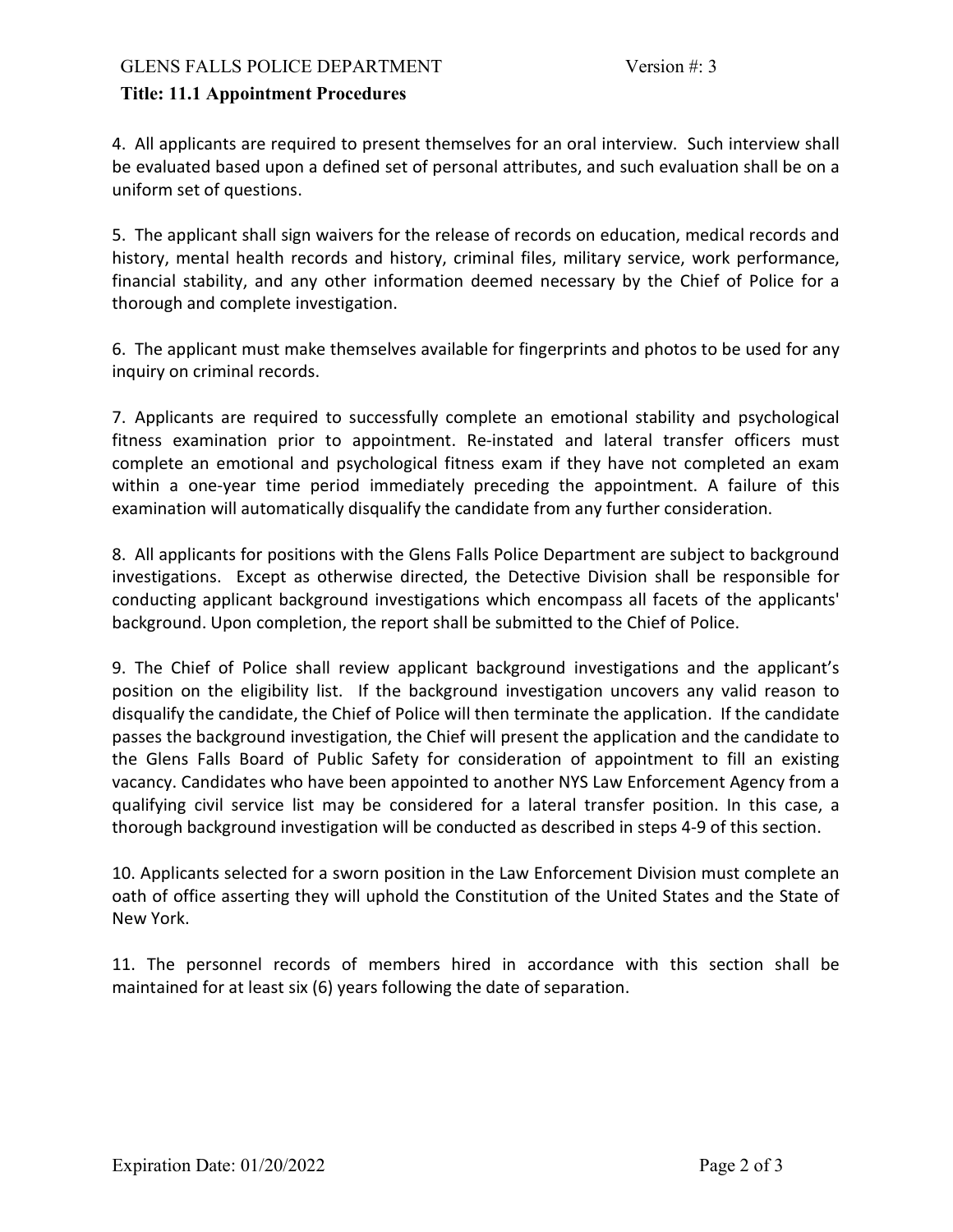4. All applicants are required to present themselves for an oral interview. Such interview shall be evaluated based upon a defined set of personal attributes, and such evaluation shall be on a uniform set of questions.

5. The applicant shall sign waivers for the release of records on education, medical records and history, mental health records and history, criminal files, military service, work performance, financial stability, and any other information deemed necessary by the Chief of Police for a thorough and complete investigation.

6. The applicant must make themselves available for fingerprints and photos to be used for any inquiry on criminal records.

7. Applicants are required to successfully complete an emotional stability and psychological fitness examination prior to appointment. Re-instated and lateral transfer officers must complete an emotional and psychological fitness exam if they have not completed an exam within a one-year time period immediately preceding the appointment. A failure of this examination will automatically disqualify the candidate from any further consideration.

8. All applicants for positions with the Glens Falls Police Department are subject to background investigations. Except as otherwise directed, the Detective Division shall be responsible for conducting applicant background investigations which encompass all facets of the applicants' background. Upon completion, the report shall be submitted to the Chief of Police.

9. The Chief of Police shall review applicant background investigations and the applicant's position on the eligibility list. If the background investigation uncovers any valid reason to disqualify the candidate, the Chief of Police will then terminate the application. If the candidate passes the background investigation, the Chief will present the application and the candidate to the Glens Falls Board of Public Safety for consideration of appointment to fill an existing vacancy. Candidates who have been appointed to another NYS Law Enforcement Agency from a qualifying civil service list may be considered for a lateral transfer position. In this case, a thorough background investigation will be conducted as described in steps 4-9 of this section.

10. Applicants selected for a sworn position in the Law Enforcement Division must complete an oath of office asserting they will uphold the Constitution of the United States and the State of New York.

11. The personnel records of members hired in accordance with this section shall be maintained for at least six (6) years following the date of separation.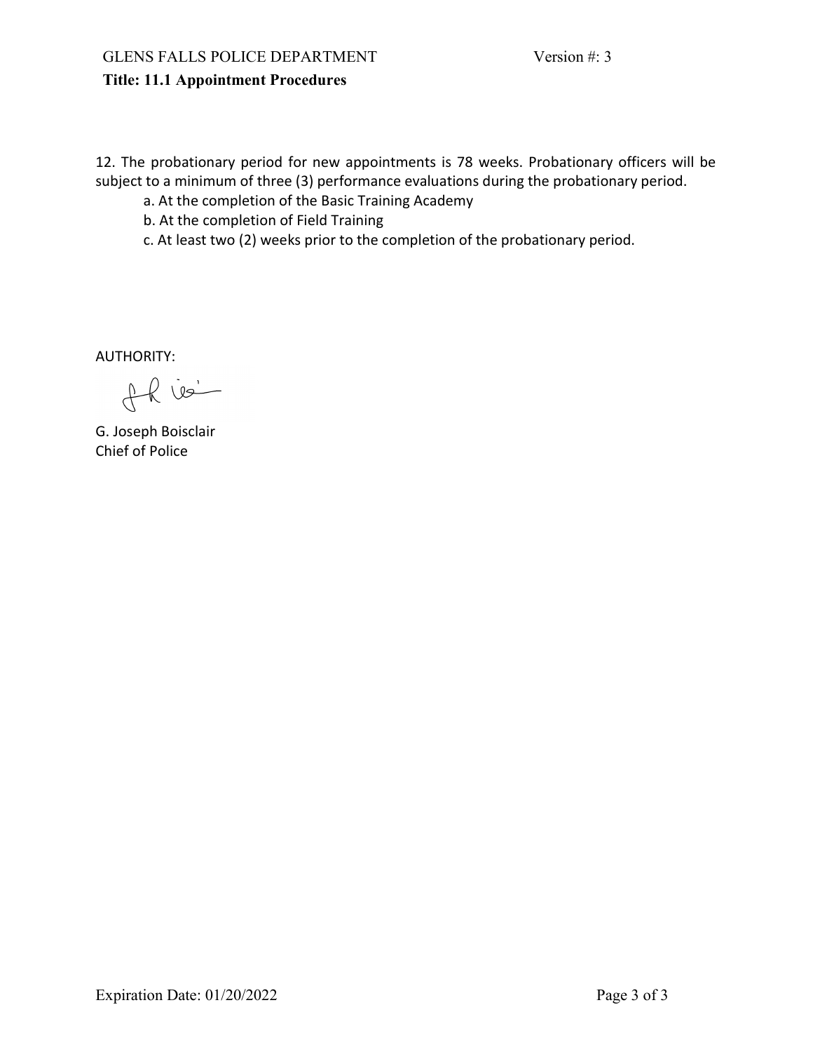12. The probationary period for new appointments is 78 weeks. Probationary officers will be subject to a minimum of three (3) performance evaluations during the probationary period.

a. At the completion of the Basic Training Academy

b. At the completion of Field Training

c. At least two (2) weeks prior to the completion of the probationary period.

AUTHORITY:

G. Joseph Boisclair
Chief of Police